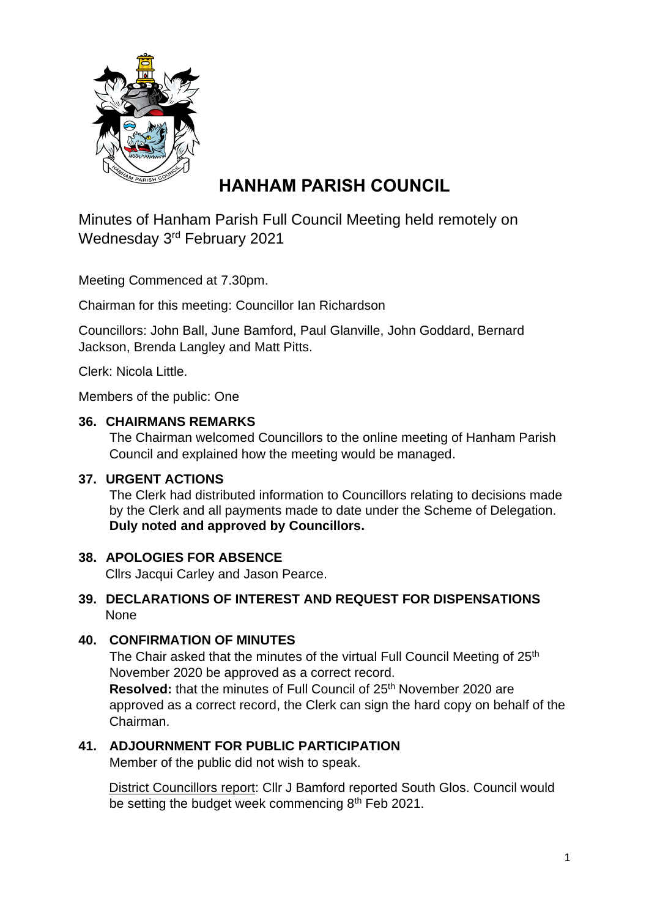# HANHAM PARISH COUNCIL

Minutes of Hanham Parish Full Council Meeting held remotely on Wednesday 3rd February 2021

Meeting Commenced at 7.30pm.

Chairman for this meeting: Councillor Ian Richardson

Councillors: John Ball, June Bamford, Paul Glanville, John Goddard, Bernard Jackson, Brenda Langley and Matt Pitts.

Clerk: Nicola Little.

Members of the public: One

**36. CHAIRMANS REMARKS**

The Chairman welcomed Councillors to the online meeting of Hanham Parish Council and explained how the meeting would be managed.

**37. URGENT ACTIONS**

The Clerk had distributed information to Councillors relating to decisions made by the Clerk and all payments made to date under the Scheme of Delegation. **Duly noted and approved by Councillors.**

**38. APOLOGIES FOR ABSENCE**

Cllrs Jacqui Carley and Jason Pearce.

**39. DECLARATIONS OF INTEREST AND REQUEST FOR DISPENSATIONS**

None

**40. CONFIRMATION OF MINUTES**

The Chair asked that the minutes of the virtual Full Council Meeting of 25th November 2020 be approved as a correct record.

**Resolved:** that the minutes of Full Council of 25th November 2020 are approved as a correct record, the Clerk can sign the hard copy on behalf of the Chairman.

**41. ADJOURNMENT FOR PUBLIC PARTICIPATION**

Member of the public did not wish to speak.

District Councillors report: Cllr J Bamford reported South Glos. Council would be setting the budget week commencing 8th Feb 2021.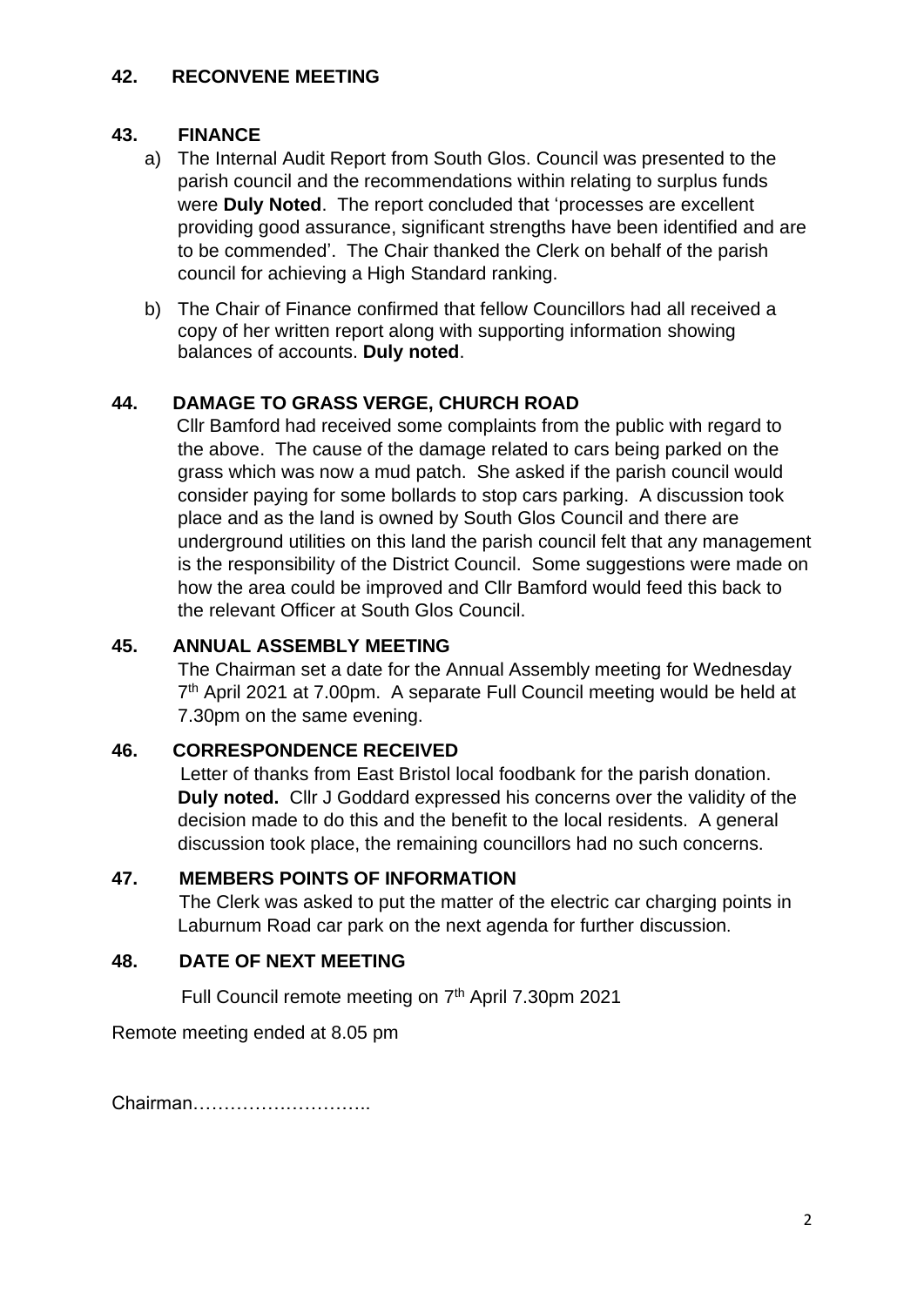## 42. RECONVENE MEETING

## 43. FINANCE

a) The Internal Audit Report from South Glos. Council was presented to the parish council and the recommendations within relating to surplus funds were **Duly Noted**. The report concluded that 'processes are excellent providing good assurance, significant strengths have been identified and are to be commended'. The Chair thanked the Clerk on behalf of the parish council for achieving a High Standard ranking.

b) The Chair of Finance confirmed that fellow Councillors had all received a copy of her written report along with supporting information showing balances of accounts. **Duly noted**.

## 44. DAMAGE TO GRASS VERGE, CHURCH ROAD

Cllr Bamford had received some complaints from the public with regard to the above. The cause of the damage related to cars being parked on the grass which was now a mud patch. She asked if the parish council would consider paying for some bollards to stop cars parking. A discussion took place and as the land is owned by South Glos Council and there are underground utilities on this land the parish council felt that any management is the responsibility of the District Council. Some suggestions were made on how the area could be improved and Cllr Bamford would feed this back to the relevant Officer at South Glos Council.

## 45. ANNUAL ASSEMBLY MEETING

The Chairman set a date for the Annual Assembly meeting for Wednesday 7th April 2021 at 7.00pm. A separate Full Council meeting would be held at 7.30pm on the same evening.

## 46. CORRESPONDENCE RECEIVED

Letter of thanks from East Bristol local foodbank for the parish donation. **Duly noted.** Cllr J Goddard expressed his concerns over the validity of the decision made to do this and the benefit to the local residents. A general discussion took place, the remaining councillors had no such concerns.

## 47. MEMBERS POINTS OF INFORMATION

The Clerk was asked to put the matter of the electric car charging points in Laburnum Road car park on the next agenda for further discussion.

## 48. DATE OF NEXT MEETING

Full Council remote meeting on 7th April 7.30pm 2021

Remote meeting ended at 8.05 pm

Chairman………………………..